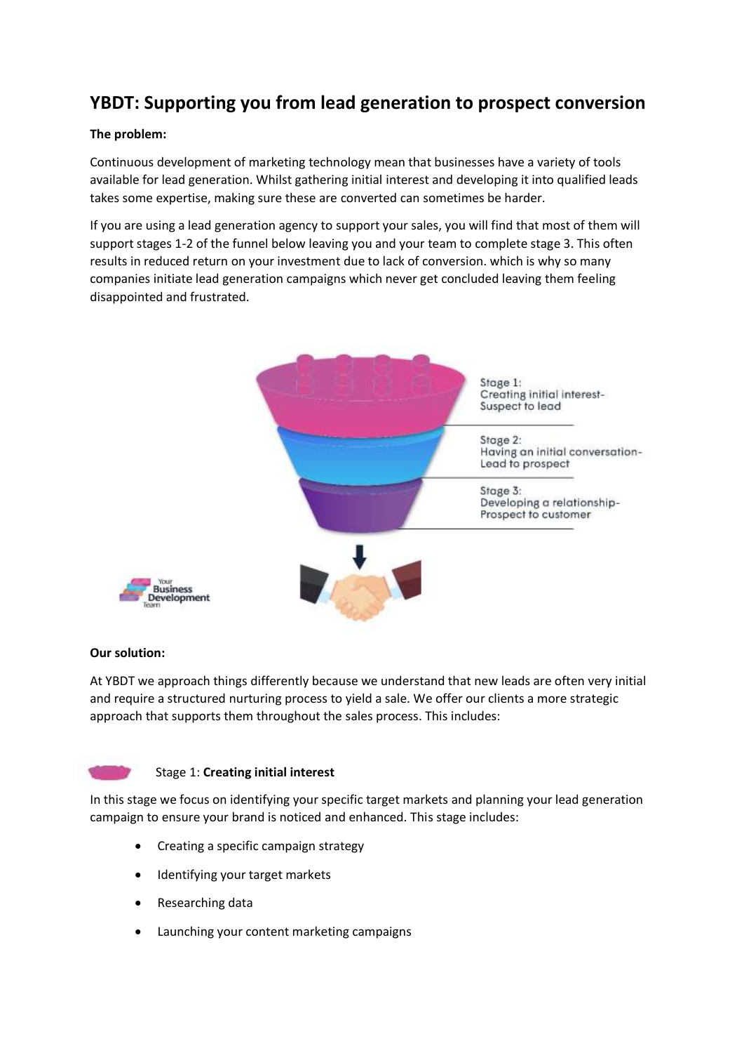# YBDT: Supporting you from lead generation to prospect conversion

**The problem:**

Continuous development of marketing technology mean that businesses have a variety of tools available for lead generation. Whilst gathering initial interest and developing it into qualified leads takes some expertise, making sure these are converted can sometimes be harder.

If you are using a lead generation agency to support your sales, you will find that most of them will support stages 1-2 of the funnel below leaving you and your team to complete stage 3. This often results in reduced return on your investment due to lack of conversion. which is why so many companies initiate lead generation campaigns which never get concluded leaving them feeling disappointed and frustrated.

Stage 1:
Creating initial interest-
Suspect to lead

Stage 2:
Having an initial conversation-
Lead to prospect

Stage 3:
Developing a relationship-
Prospect to customer

**Our solution:**

At YBDT we approach things differently because we understand that new leads are often very initial and require a structured nurturing process to yield a sale. We offer our clients a more strategic approach that supports them throughout the sales process. This includes:

Stage 1: **Creating initial interest**

In this stage we focus on identifying your specific target markets and planning your lead generation campaign to ensure your brand is noticed and enhanced. This stage includes:

- Creating a specific campaign strategy
- Identifying your target markets
- Researching data
- Launching your content marketing campaigns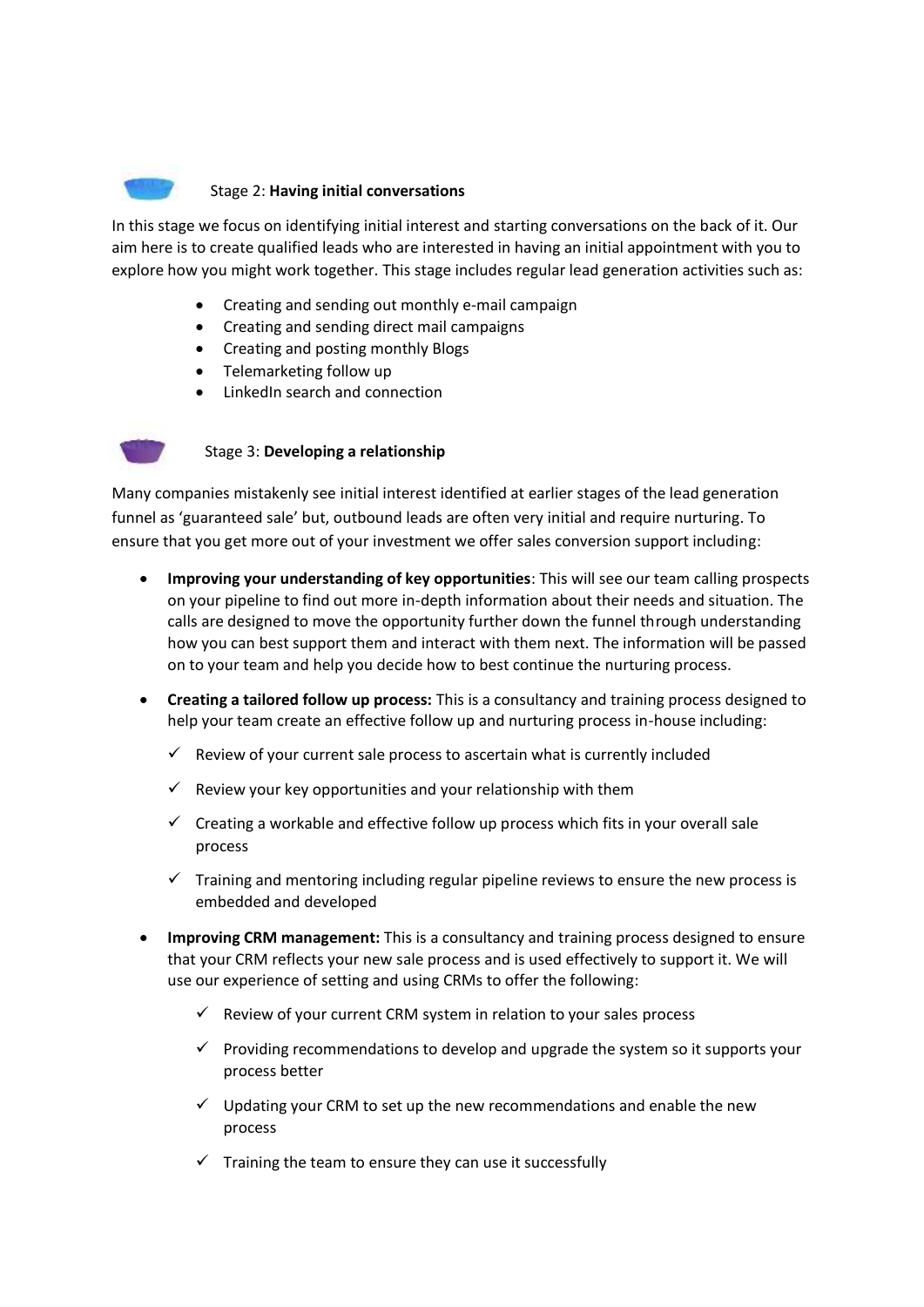Stage 2: **Having initial conversations**

In this stage we focus on identifying initial interest and starting conversations on the back of it. Our aim here is to create qualified leads who are interested in having an initial appointment with you to explore how you might work together. This stage includes regular lead generation activities such as:

- Creating and sending out monthly e-mail campaign
- Creating and sending direct mail campaigns
- Creating and posting monthly Blogs
- Telemarketing follow up
- LinkedIn search and connection

Stage 3: **Developing a relationship**

Many companies mistakenly see initial interest identified at earlier stages of the lead generation funnel as 'guaranteed sale' but, outbound leads are often very initial and require nurturing. To ensure that you get more out of your investment we offer sales conversion support including:

- **Improving your understanding of key opportunities**: This will see our team calling prospects on your pipeline to find out more in-depth information about their needs and situation. The calls are designed to move the opportunity further down the funnel through understanding how you can best support them and interact with them next. The information will be passed on to your team and help you decide how to best continue the nurturing process.
- **Creating a tailored follow up process:** This is a consultancy and training process designed to help your team create an effective follow up and nurturing process in-house including:
  - ✓ Review of your current sale process to ascertain what is currently included
  - ✓ Review your key opportunities and your relationship with them
  - ✓ Creating a workable and effective follow up process which fits in your overall sale process
  - ✓ Training and mentoring including regular pipeline reviews to ensure the new process is embedded and developed
- **Improving CRM management:** This is a consultancy and training process designed to ensure that your CRM reflects your new sale process and is used effectively to support it. We will use our experience of setting and using CRMs to offer the following:
  - ✓ Review of your current CRM system in relation to your sales process
  - ✓ Providing recommendations to develop and upgrade the system so it supports your process better
  - ✓ Updating your CRM to set up the new recommendations and enable the new process
  - ✓ Training the team to ensure they can use it successfully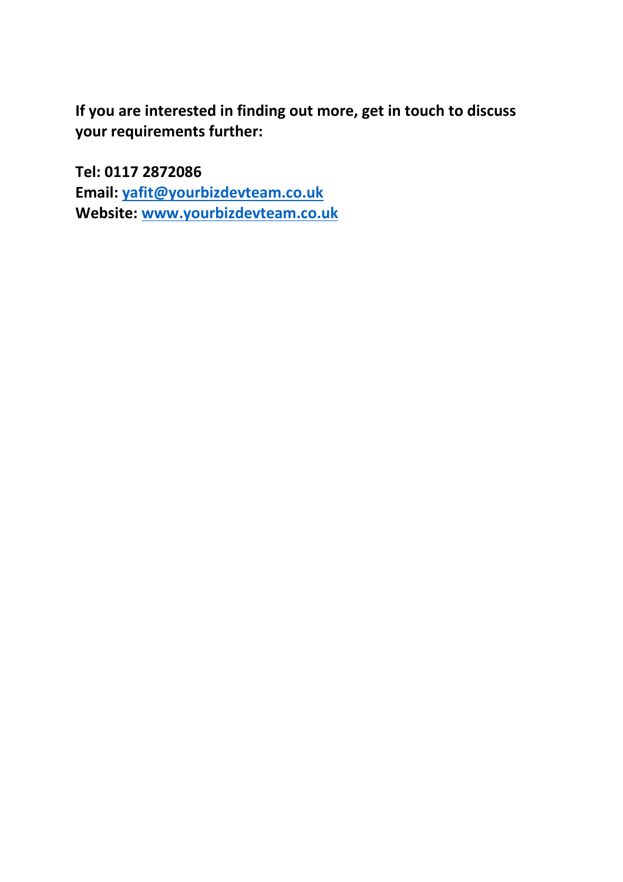**If you are interested in finding out more, get in touch to discuss your requirements further:**

**Tel: 0117 2872086**
**Email: [yafit@yourbizdevteam.co.uk](mailto:yafit@yourbizdevteam.co.uk)**
**Website: [www.yourbizdevteam.co.uk](http://www.yourbizdevteam.co.uk)**